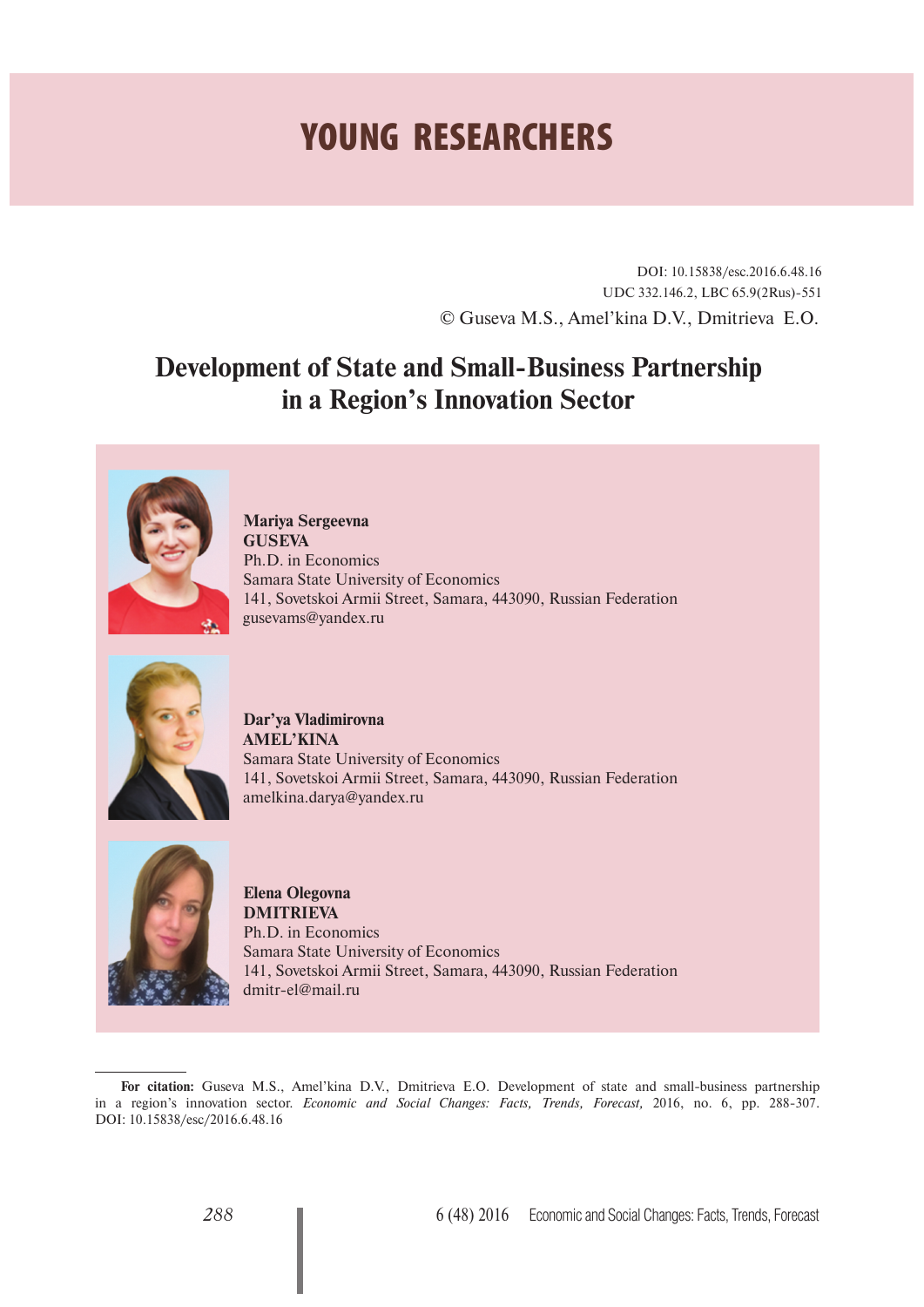# YOUNG RESEARCHERS

DOI: 10.15838/esc.2016.6.48.16

UDC 332.146.2, LBC 65.9(2Rus)-551

© Guseva M.S., Amel'kina D.V., Dmitrieva E.O.

## Development of State and Small-Business Partnership in a Region's Innovation Sector

**Mariya Sergeevna GUSEVA**
Ph.D. in Economics
Samara State University of Economics
141, Sovetskoi Armii Street, Samara, 443090, Russian Federation
gusevams@yandex.ru

**Dar'ya Vladimirovna AMEL'KINA**
Samara State University of Economics
141, Sovetskoi Armii Street, Samara, 443090, Russian Federation
amelkina.darya@yandex.ru

**Elena Olegovna DMITRIEVA**
Ph.D. in Economics
Samara State University of Economics
141, Sovetskoi Armii Street, Samara, 443090, Russian Federation
dmitr-el@mail.ru

---

**For citation:** Guseva M.S., Amel'kina D.V., Dmitrieva E.O. Development of state and small-business partnership in a region's innovation sector. *Economic and Social Changes: Facts, Trends, Forecast,* 2016, no. 6, pp. 288-307. DOI: 10.15838/esc/2016.6.48.16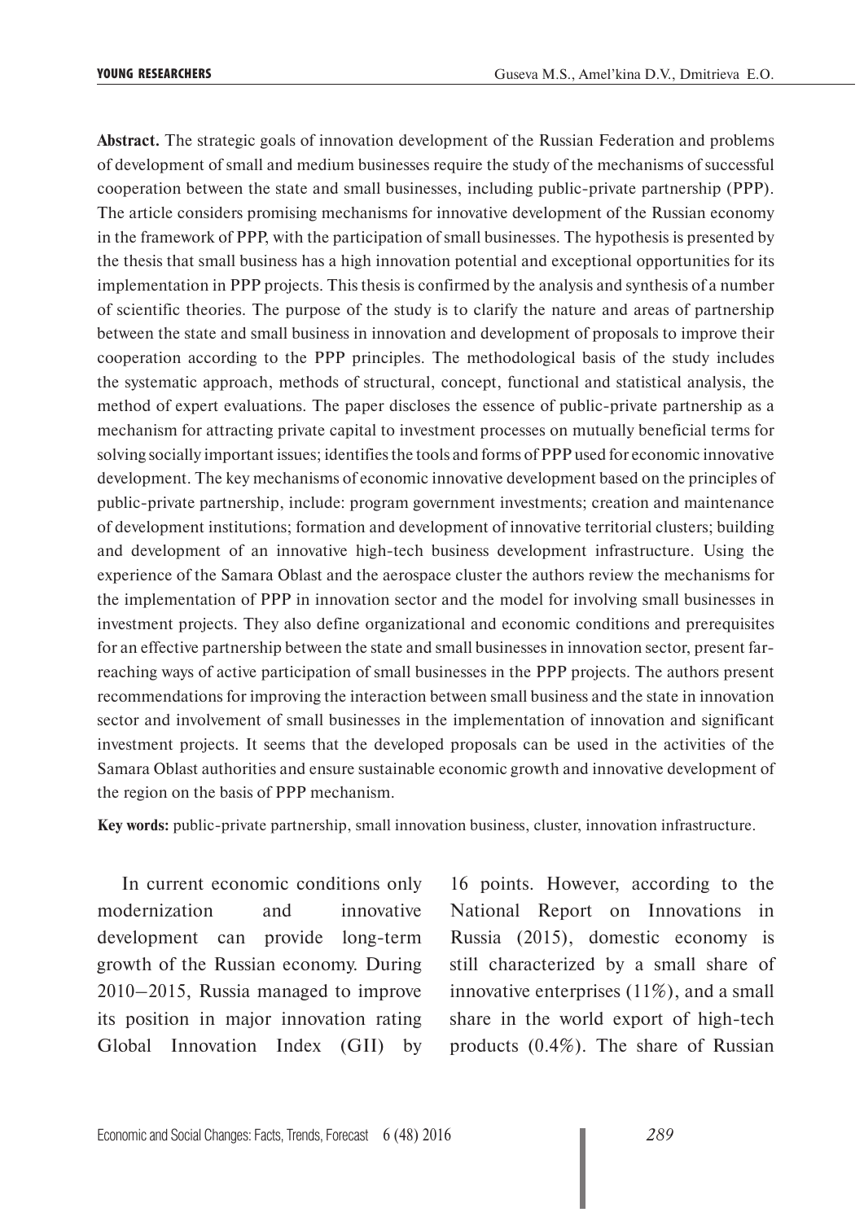**Abstract.** The strategic goals of innovation development of the Russian Federation and problems of development of small and medium businesses require the study of the mechanisms of successful cooperation between the state and small businesses, including public-private partnership (PPP). The article considers promising mechanisms for innovative development of the Russian economy in the framework of PPP, with the participation of small businesses. The hypothesis is presented by the thesis that small business has a high innovation potential and exceptional opportunities for its implementation in PPP projects. This thesis is confirmed by the analysis and synthesis of a number of scientific theories. The purpose of the study is to clarify the nature and areas of partnership between the state and small business in innovation and development of proposals to improve their cooperation according to the PPP principles. The methodological basis of the study includes the systematic approach, methods of structural, concept, functional and statistical analysis, the method of expert evaluations. The paper discloses the essence of public-private partnership as a mechanism for attracting private capital to investment processes on mutually beneficial terms for solving socially important issues; identifies the tools and forms of PPP used for economic innovative development. The key mechanisms of economic innovative development based on the principles of public-private partnership, include: program government investments; creation and maintenance of development institutions; formation and development of innovative territorial clusters; building and development of an innovative high-tech business development infrastructure. Using the experience of the Samara Oblast and the aerospace cluster the authors review the mechanisms for the implementation of PPP in innovation sector and the model for involving small businesses in investment projects. They also define organizational and economic conditions and prerequisites for an effective partnership between the state and small businesses in innovation sector, present far-reaching ways of active participation of small businesses in the PPP projects. The authors present recommendations for improving the interaction between small business and the state in innovation sector and involvement of small businesses in the implementation of innovation and significant investment projects. It seems that the developed proposals can be used in the activities of the Samara Oblast authorities and ensure sustainable economic growth and innovative development of the region on the basis of PPP mechanism.

**Key words:** public-private partnership, small innovation business, cluster, innovation infrastructure.

In current economic conditions only modernization and innovative development can provide long-term growth of the Russian economy. During 2010–2015, Russia managed to improve its position in major innovation rating Global Innovation Index (GII) by 16 points. However, according to the National Report on Innovations in Russia (2015), domestic economy is still characterized by a small share of innovative enterprises (11%), and a small share in the world export of high-tech products (0.4%). The share of Russian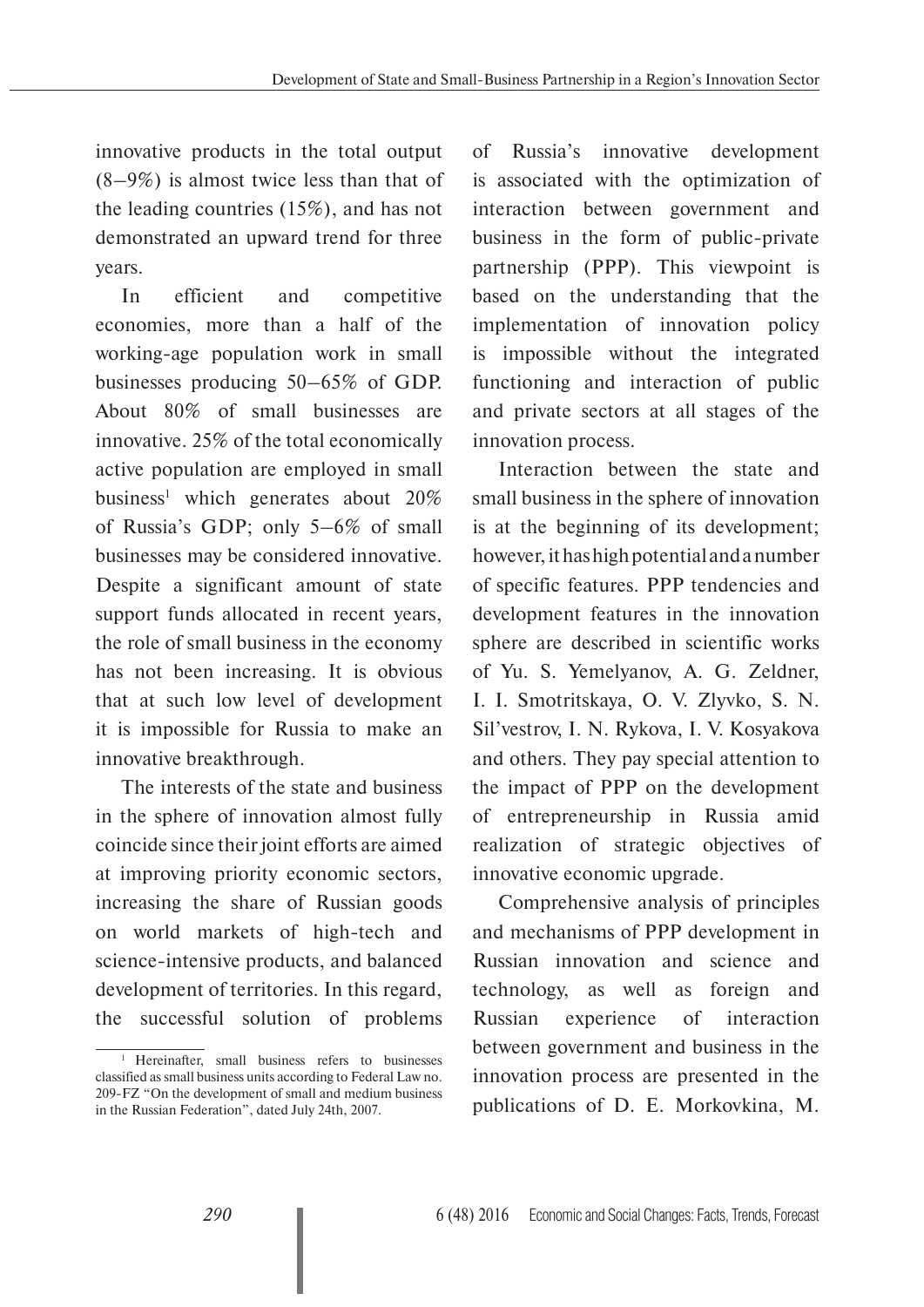innovative products in the total output (8–9%) is almost twice less than that of the leading countries (15%), and has not demonstrated an upward trend for three years.

In efficient and competitive economies, more than a half of the working-age population work in small businesses producing 50–65% of GDP. About 80% of small businesses are innovative. 25% of the total economically active population are employed in small business[1] which generates about 20% of Russia's GDP; only 5–6% of small businesses may be considered innovative. Despite a significant amount of state support funds allocated in recent years, the role of small business in the economy has not been increasing. It is obvious that at such low level of development it is impossible for Russia to make an innovative breakthrough.

The interests of the state and business in the sphere of innovation almost fully coincide since their joint efforts are aimed at improving priority economic sectors, increasing the share of Russian goods on world markets of high-tech and science-intensive products, and balanced development of territories. In this regard, the successful solution of problems of Russia's innovative development is associated with the optimization of interaction between government and business in the form of public-private partnership (PPP). This viewpoint is based on the understanding that the implementation of innovation policy is impossible without the integrated functioning and interaction of public and private sectors at all stages of the innovation process.

Interaction between the state and small business in the sphere of innovation is at the beginning of its development; however, it has high potential and a number of specific features. PPP tendencies and development features in the innovation sphere are described in scientific works of Yu. S. Yemelyanov, A. G. Zeldner, I. I. Smotritskaya, O. V. Zlyvko, S. N. Sil'vestrov, I. N. Rykova, I. V. Kosyakova and others. They pay special attention to the impact of PPP on the development of entrepreneurship in Russia amid realization of strategic objectives of innovative economic upgrade.

Comprehensive analysis of principles and mechanisms of PPP development in Russian innovation and science and technology, as well as foreign and Russian experience of interaction between government and business in the innovation process are presented in the publications of D. E. Morkovkina, M.

[1] Hereinafter, small business refers to businesses classified as small business units according to Federal Law no. 209-FZ "On the development of small and medium business in the Russian Federation", dated July 24th, 2007.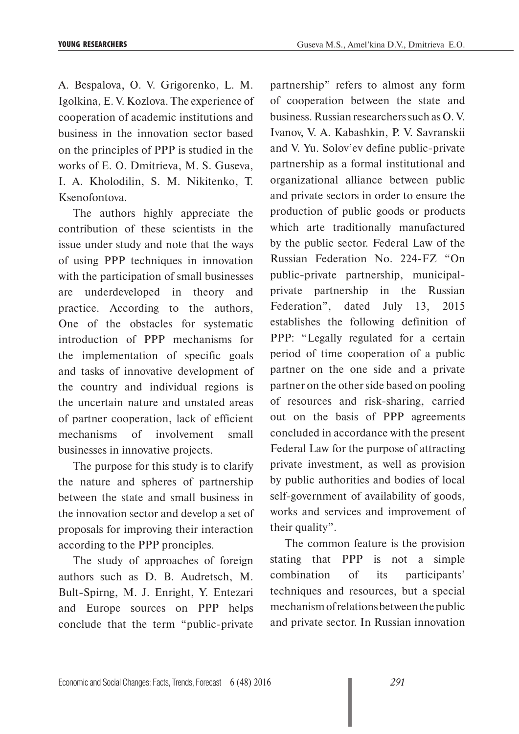A. Bespalova, O. V. Grigorenko, L. M. Igolkina, E. V. Kozlova. The experience of cooperation of academic institutions and business in the innovation sector based on the principles of PPP is studied in the works of E. O. Dmitrieva, M. S. Guseva, I. A. Kholodilin, S. M. Nikitenko, T. Ksenofontova.

The authors highly appreciate the contribution of these scientists in the issue under study and note that the ways of using PPP techniques in innovation with the participation of small businesses are underdeveloped in theory and practice. According to the authors, One of the obstacles for systematic introduction of PPP mechanisms for the implementation of specific goals and tasks of innovative development of the country and individual regions is the uncertain nature and unstated areas of partner cooperation, lack of efficient mechanisms of involvement small businesses in innovative projects.

The purpose for this study is to clarify the nature and spheres of partnership between the state and small business in the innovation sector and develop a set of proposals for improving their interaction according to the PPP pronciples.

The study of approaches of foreign authors such as D. B. Audretsch, M. Bult-Spirng, M. J. Enright, Y. Entezari and Europe sources on PPP helps conclude that the term "public-private partnership" refers to almost any form of cooperation between the state and business. Russian researchers such as O. V. Ivanov, V. A. Kabashkin, P. V. Savranskii and V. Yu. Solov'ev define public-private partnership as a formal institutional and organizational alliance between public and private sectors in order to ensure the production of public goods or products which arte traditionally manufactured by the public sector. Federal Law of the Russian Federation No. 224-FZ "On public-private partnership, municipal-private partnership in the Russian Federation", dated July 13, 2015 establishes the following definition of PPP: "Legally regulated for a certain period of time cooperation of a public partner on the one side and a private partner on the other side based on pooling of resources and risk-sharing, carried out on the basis of PPP agreements concluded in accordance with the present Federal Law for the purpose of attracting private investment, as well as provision by public authorities and bodies of local self-government of availability of goods, works and services and improvement of their quality".

The common feature is the provision stating that PPP is not a simple combination of its participants' techniques and resources, but a special mechanism of relations between the public and private sector. In Russian innovation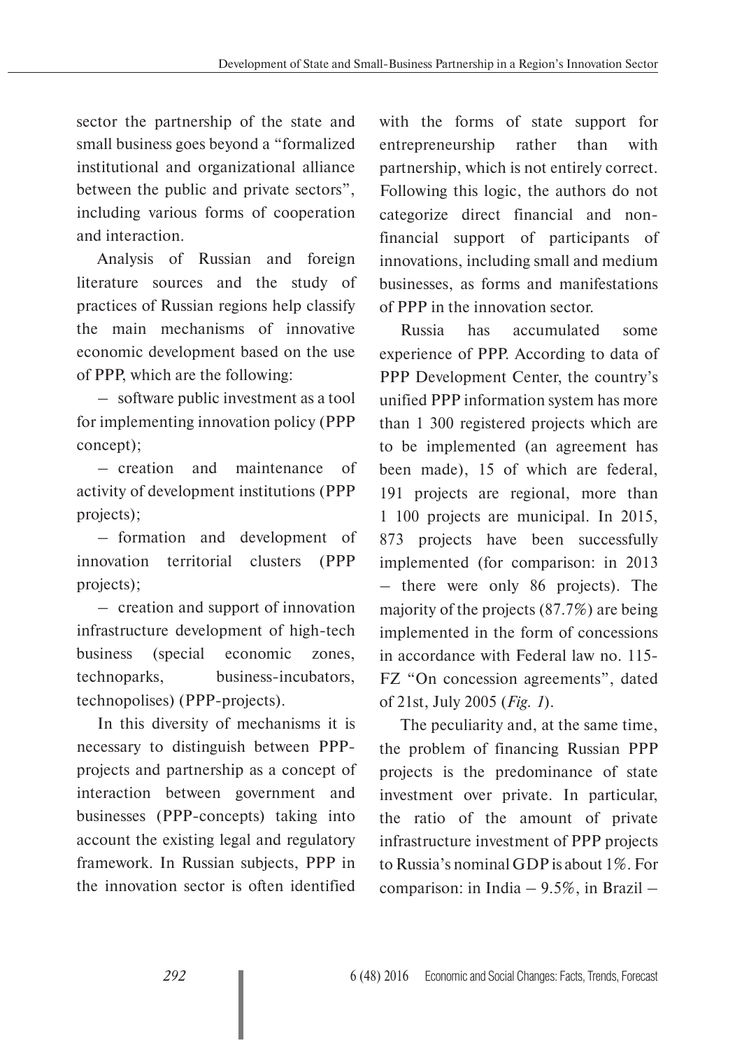sector the partnership of the state and small business goes beyond a "formalized institutional and organizational alliance between the public and private sectors", including various forms of cooperation and interaction.

Analysis of Russian and foreign literature sources and the study of practices of Russian regions help classify the main mechanisms of innovative economic development based on the use of PPP, which are the following:

– software public investment as a tool for implementing innovation policy (PPP concept);

– creation and maintenance of activity of development institutions (PPP projects);

– formation and development of innovation territorial clusters (PPP projects);

– creation and support of innovation infrastructure development of high-tech business (special economic zones, technoparks, business-incubators, technopolises) (PPP-projects).

In this diversity of mechanisms it is necessary to distinguish between PPP-projects and partnership as a concept of interaction between government and businesses (PPP-concepts) taking into account the existing legal and regulatory framework. In Russian subjects, PPP in the innovation sector is often identified with the forms of state support for entrepreneurship rather than with partnership, which is not entirely correct. Following this logic, the authors do not categorize direct financial and non-financial support of participants of innovations, including small and medium businesses, as forms and manifestations of PPP in the innovation sector.

Russia has accumulated some experience of PPP. According to data of PPP Development Center, the country's unified PPP information system has more than 1 300 registered projects which are to be implemented (an agreement has been made), 15 of which are federal, 191 projects are regional, more than 1 100 projects are municipal. In 2015, 873 projects have been successfully implemented (for comparison: in 2013 – there were only 86 projects). The majority of the projects (87.7%) are being implemented in the form of concessions in accordance with Federal law no. 115-FZ "On concession agreements", dated of 21st, July 2005 (*Fig. 1*).

The peculiarity and, at the same time, the problem of financing Russian PPP projects is the predominance of state investment over private. In particular, the ratio of the amount of private infrastructure investment of PPP projects to Russia's nominal GDP is about 1%. For comparison: in India – 9.5%, in Brazil –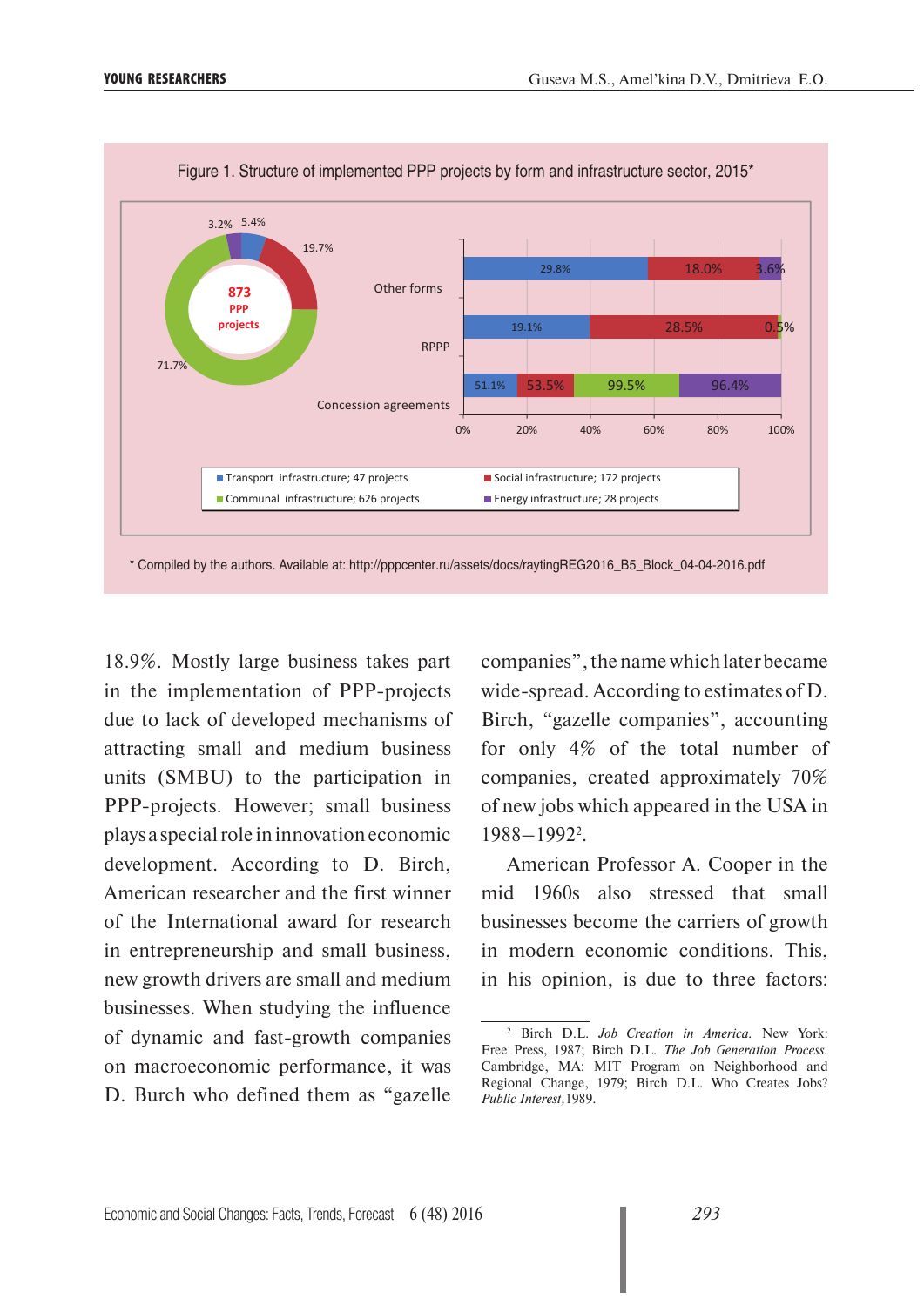Figure 1. Structure of implemented PPP projects by form and infrastructure sector, 2015*

| | Transport infrastructure; 47 projects | Social infrastructure; 172 projects | Communal infrastructure; 626 projects | Energy infrastructure; 28 projects |
|---|---|---|---|---|
| Other forms | 29.8% | 18.0% | | 3.6% |
| RPPP | 19.1% | 28.5% | 0.5% | |
| Concession agreements | 51.1% | 53.5% | 99.5% | 96.4% |

873 PPP projects: 3.2%; 5.4%; 19.7%; 71.7%

* Compiled by the authors. Available at: http://pppcenter.ru/assets/docs/raytingREG2016_B5_Block_04-04-2016.pdf

18.9%. Mostly large business takes part in the implementation of PPP-projects due to lack of developed mechanisms of attracting small and medium business units (SMBU) to the participation in PPP-projects. However; small business plays a special role in innovation economic development. According to D. Birch, American researcher and the first winner of the International award for research in entrepreneurship and small business, new growth drivers are small and medium businesses. When studying the influence of dynamic and fast-growth companies on macroeconomic performance, it was D. Burch who defined them as "gazelle companies", the name which later became wide-spread. According to estimates of D. Birch, "gazelle companies", accounting for only 4% of the total number of companies, created approximately 70% of new jobs which appeared in the USA in 1988–1992[2].

American Professor A. Cooper in the mid 1960s also stressed that small businesses become the carriers of growth in modern economic conditions. This, in his opinion, is due to three factors:

[2] Birch D.L. *Job Creation in America*. New York: Free Press, 1987; Birch D.L. *The Job Generation Process*. Cambridge, MA: MIT Program on Neighborhood and Regional Change, 1979; Birch D.L. Who Creates Jobs? *Public Interest*, 1989.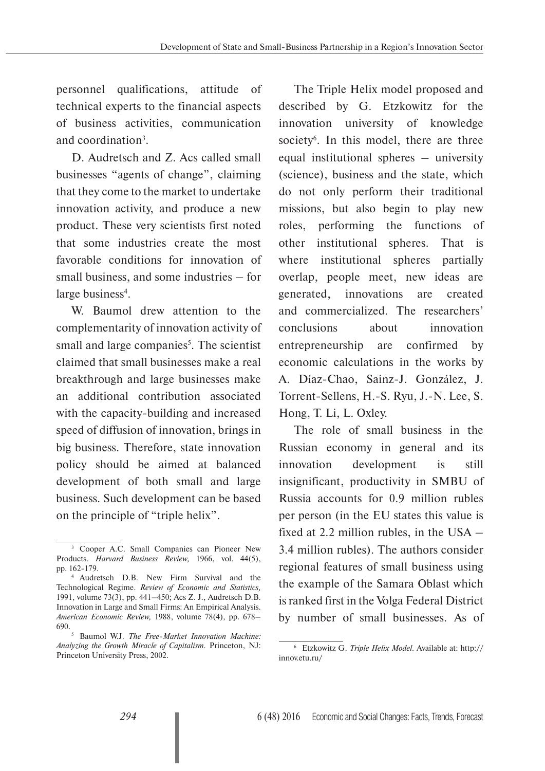personnel qualifications, attitude of technical experts to the financial aspects of business activities, communication and coordination[3].

D. Audretsch and Z. Acs called small businesses "agents of change", claiming that they come to the market to undertake innovation activity, and produce a new product. These very scientists first noted that some industries create the most favorable conditions for innovation of small business, and some industries – for large business[4].

W. Baumol drew attention to the complementarity of innovation activity of small and large companies[5]. The scientist claimed that small businesses make a real breakthrough and large businesses make an additional contribution associated with the capacity-building and increased speed of diffusion of innovation, brings in big business. Therefore, state innovation policy should be aimed at balanced development of both small and large business. Such development can be based on the principle of "triple helix".

The Triple Helix model proposed and described by G. Etzkowitz for the innovation university of knowledge society[6]. In this model, there are three equal institutional spheres – university (science), business and the state, which do not only perform their traditional missions, but also begin to play new roles, performing the functions of other institutional spheres. That is where institutional spheres partially overlap, people meet, new ideas are generated, innovations are created and commercialized. The researchers' conclusions about innovation entrepreneurship are confirmed by economic calculations in the works by A. Díaz-Chao, Sainz-J. González, J. Torrent-Sellens, H.-S. Ryu, J.-N. Lee, S. Hong, T. Li, L. Oxley.

The role of small business in the Russian economy in general and its innovation development is still insignificant, productivity in SMBU of Russia accounts for 0.9 million rubles per person (in the EU states this value is fixed at 2.2 million rubles, in the USA – 3.4 million rubles). The authors consider regional features of small business using the example of the Samara Oblast which is ranked first in the Volga Federal District by number of small businesses. As of

---

[3] Cooper A.C. Small Companies can Pioneer New Products. *Harvard Business Review,* 1966, vol. 44(5), pp. 162-179.

[4] Audretsch D.B. New Firm Survival and the Technological Regime. *Review of Economic and Statistics,* 1991, volume 73(3), pp. 441–450; Acs Z. J., Audretsch D.B. Innovation in Large and Small Firms: An Empirical Analysis. *American Economic Review,* 1988, volume 78(4), pp. 678–690.

[5] Baumol W.J. *The Free-Market Innovation Machine: Analyzing the Growth Miracle of Capitalism.* Princeton, NJ: Princeton University Press, 2002.

[6] Etzkowitz G. *Triple Helix Model.* Available at: http://innov.etu.ru/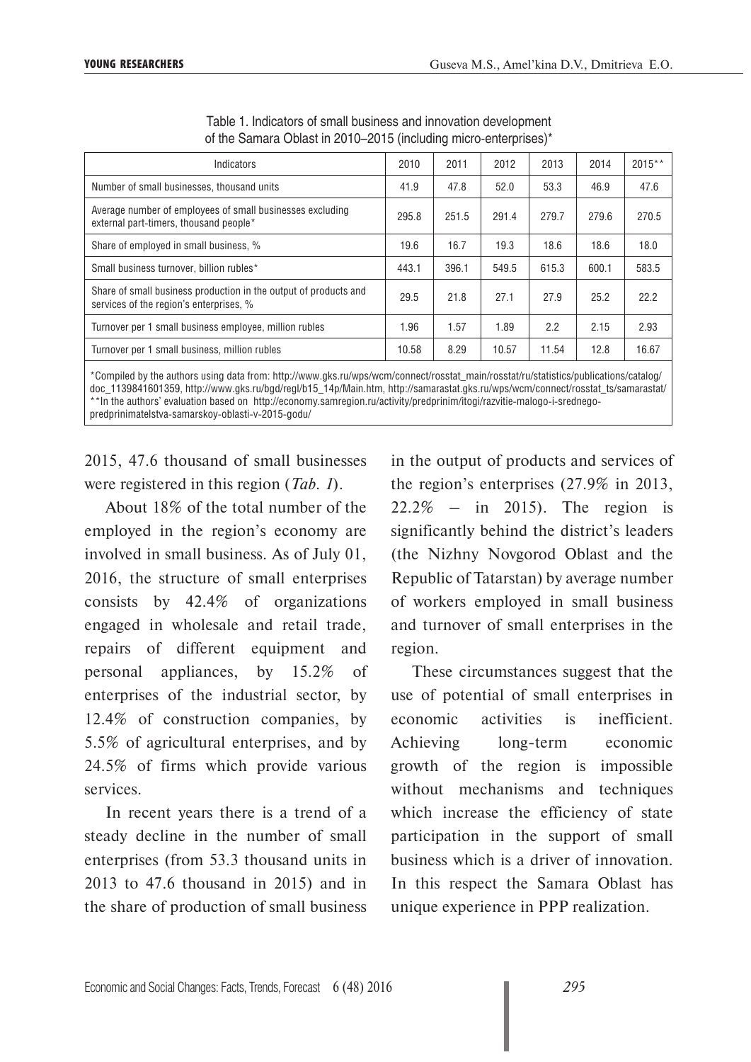Table 1. Indicators of small business and innovation development of the Samara Oblast in 2010–2015 (including micro-enterprises)*

| Indicators | 2010 | 2011 | 2012 | 2013 | 2014 | 2015** |
|---|---|---|---|---|---|---|
| Number of small businesses, thousand units | 41.9 | 47.8 | 52.0 | 53.3 | 46.9 | 47.6 |
| Average number of employees of small businesses excluding external part-timers, thousand people* | 295.8 | 251.5 | 291.4 | 279.7 | 279.6 | 270.5 |
| Share of employed in small business, % | 19.6 | 16.7 | 19.3 | 18.6 | 18.6 | 18.0 |
| Small business turnover, billion rubles* | 443.1 | 396.1 | 549.5 | 615.3 | 600.1 | 583.5 |
| Share of small business production in the output of products and services of the region's enterprises, % | 29.5 | 21.8 | 27.1 | 27.9 | 25.2 | 22.2 |
| Turnover per 1 small business employee, million rubles | 1.96 | 1.57 | 1.89 | 2.2 | 2.15 | 2.93 |
| Turnover per 1 small business, million rubles | 10.58 | 8.29 | 10.57 | 11.54 | 12.8 | 16.67 |

*Compiled by the authors using data from: http://www.gks.ru/wps/wcm/connect/rosstat_main/rosstat/ru/statistics/publications/catalog/doc_1139841601359, http://www.gks.ru/bgd/regl/b15_14p/Main.htm, http://samarastat.gks.ru/wps/wcm/connect/rosstat_ts/samarastat/
**In the authors' evaluation based on http://economy.samregion.ru/activity/predprinim/itogi/razvitie-malogo-i-srednego-predprinimatelstva-samarskoy-oblasti-v-2015-godu/

2015, 47.6 thousand of small businesses were registered in this region (*Tab. 1*).

About 18% of the total number of the employed in the region's economy are involved in small business. As of July 01, 2016, the structure of small enterprises consists by 42.4% of organizations engaged in wholesale and retail trade, repairs of different equipment and personal appliances, by 15.2% of enterprises of the industrial sector, by 12.4% of construction companies, by 5.5% of agricultural enterprises, and by 24.5% of firms which provide various services.

In recent years there is a trend of a steady decline in the number of small enterprises (from 53.3 thousand units in 2013 to 47.6 thousand in 2015) and in the share of production of small business in the output of products and services of the region's enterprises (27.9% in 2013, 22.2% – in 2015). The region is significantly behind the district's leaders (the Nizhny Novgorod Oblast and the Republic of Tatarstan) by average number of workers employed in small business and turnover of small enterprises in the region.

These circumstances suggest that the use of potential of small enterprises in economic activities is inefficient. Achieving long-term economic growth of the region is impossible without mechanisms and techniques which increase the efficiency of state participation in the support of small business which is a driver of innovation. In this respect the Samara Oblast has unique experience in PPP realization.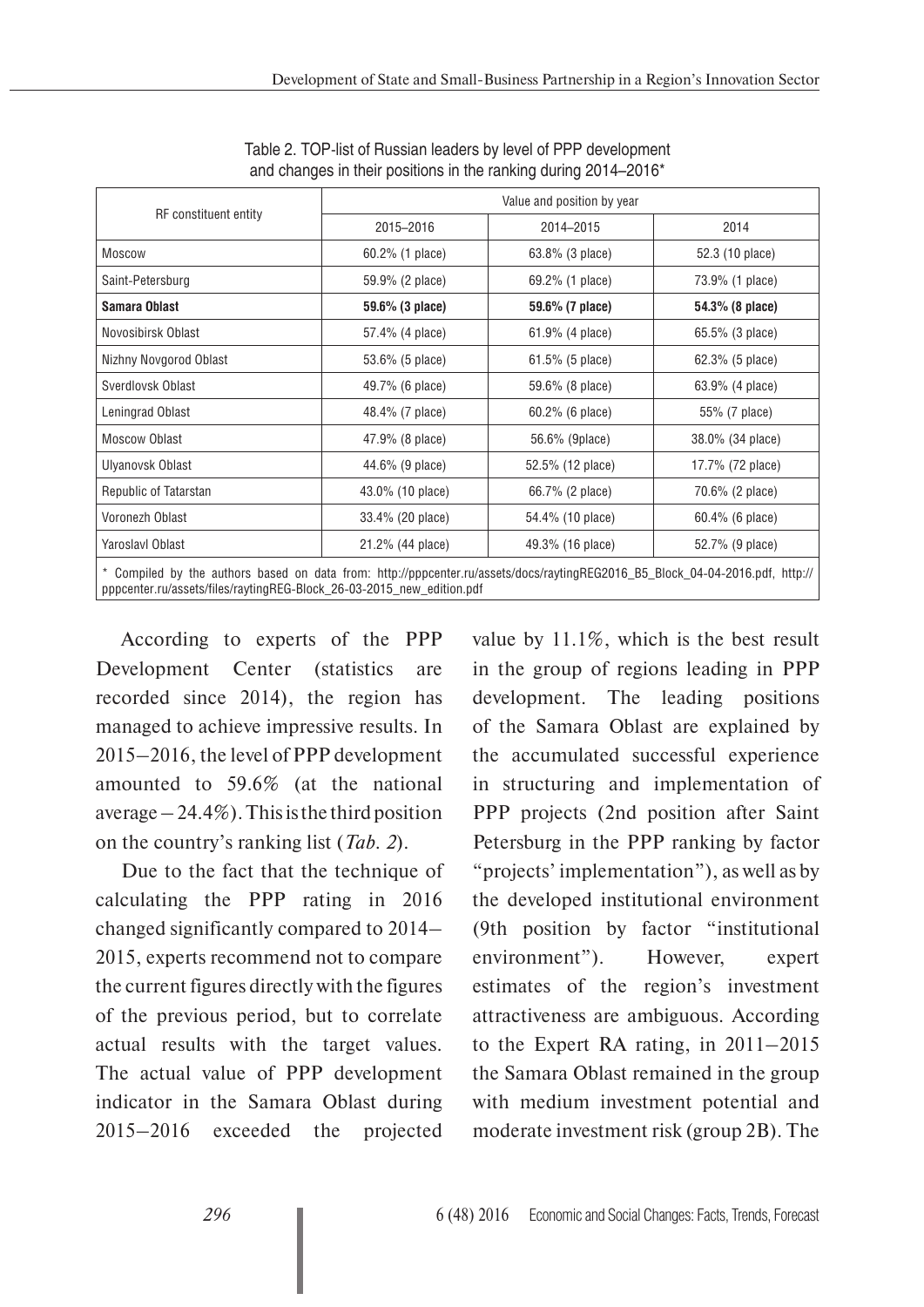Table 2. TOP-list of Russian leaders by level of PPP development and changes in their positions in the ranking during 2014–2016*

| RF constituent entity | Value and position by year | | |
|---|---|---|---|
| | 2015–2016 | 2014–2015 | 2014 |
| Moscow | 60.2% (1 place) | 63.8% (3 place) | 52.3 (10 place) |
| Saint-Petersburg | 59.9% (2 place) | 69.2% (1 place) | 73.9% (1 place) |
| **Samara Oblast** | **59.6% (3 place)** | **59.6% (7 place)** | **54.3% (8 place)** |
| Novosibirsk Oblast | 57.4% (4 place) | 61.9% (4 place) | 65.5% (3 place) |
| Nizhny Novgorod Oblast | 53.6% (5 place) | 61.5% (5 place) | 62.3% (5 place) |
| Sverdlovsk Oblast | 49.7% (6 place) | 59.6% (8 place) | 63.9% (4 place) |
| Leningrad Oblast | 48.4% (7 place) | 60.2% (6 place) | 55% (7 place) |
| Moscow Oblast | 47.9% (8 place) | 56.6% (9place) | 38.0% (34 place) |
| Ulyanovsk Oblast | 44.6% (9 place) | 52.5% (12 place) | 17.7% (72 place) |
| Republic of Tatarstan | 43.0% (10 place) | 66.7% (2 place) | 70.6% (2 place) |
| Voronezh Oblast | 33.4% (20 place) | 54.4% (10 place) | 60.4% (6 place) |
| Yaroslavl Oblast | 21.2% (44 place) | 49.3% (16 place) | 52.7% (9 place) |

* Compiled by the authors based on data from: http://pppcenter.ru/assets/docs/raytingREG2016_B5_Block_04-04-2016.pdf, http://pppcenter.ru/assets/files/raytingREG-Block_26-03-2015_new_edition.pdf

According to experts of the PPP Development Center (statistics are recorded since 2014), the region has managed to achieve impressive results. In 2015–2016, the level of PPP development amounted to 59.6% (at the national average – 24.4%). This is the third position on the country's ranking list (*Tab. 2*).

Due to the fact that the technique of calculating the PPP rating in 2016 changed significantly compared to 2014–2015, experts recommend not to compare the current figures directly with the figures of the previous period, but to correlate actual results with the target values. The actual value of PPP development indicator in the Samara Oblast during 2015–2016 exceeded the projected value by 11.1%, which is the best result in the group of regions leading in PPP development. The leading positions of the Samara Oblast are explained by the accumulated successful experience in structuring and implementation of PPP projects (2nd position after Saint Petersburg in the PPP ranking by factor "projects' implementation"), as well as by the developed institutional environment (9th position by factor "institutional environment"). However, expert estimates of the region's investment attractiveness are ambiguous. According to the Expert RA rating, in 2011–2015 the Samara Oblast remained in the group with medium investment potential and moderate investment risk (group 2B). The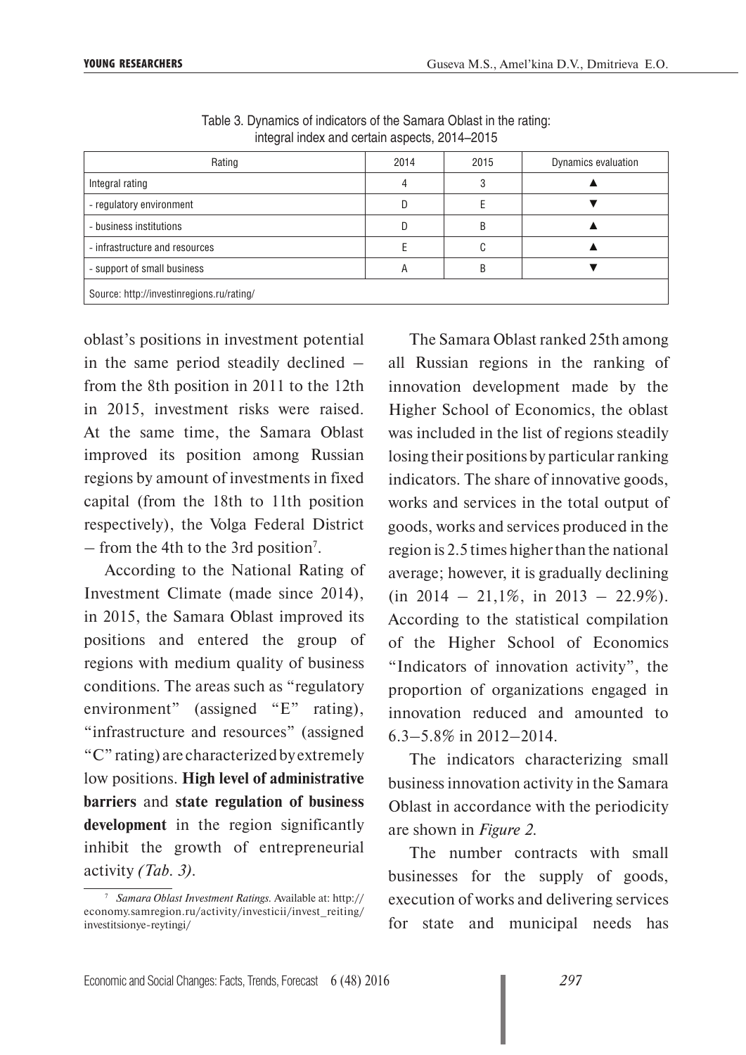Table 3. Dynamics of indicators of the Samara Oblast in the rating: integral index and certain aspects, 2014–2015

| Rating | 2014 | 2015 | Dynamics evaluation |
|---|---|---|---|
| Integral rating | 4 | 3 | ▲ |
| - regulatory environment | D | E | ▼ |
| - business institutions | D | B | ▲ |
| - infrastructure and resources | E | C | ▲ |
| - support of small business | A | B | ▼ |
| Source: http://investinregions.ru/rating/ | | | |

oblast's positions in investment potential in the same period steadily declined – from the 8th position in 2011 to the 12th in 2015, investment risks were raised. At the same time, the Samara Oblast improved its position among Russian regions by amount of investments in fixed capital (from the 18th to 11th position respectively), the Volga Federal District – from the 4th to the 3rd position[7].

According to the National Rating of Investment Climate (made since 2014), in 2015, the Samara Oblast improved its positions and entered the group of regions with medium quality of business conditions. The areas such as "regulatory environment" (assigned "E" rating), "infrastructure and resources" (assigned "C" rating) are characterized by extremely low positions. **High level of administrative barriers** and **state regulation of business development** in the region significantly inhibit the growth of entrepreneurial activity *(Tab. 3)*.

The Samara Oblast ranked 25th among all Russian regions in the ranking of innovation development made by the Higher School of Economics, the oblast was included in the list of regions steadily losing their positions by particular ranking indicators. The share of innovative goods, works and services in the total output of goods, works and services produced in the region is 2.5 times higher than the national average; however, it is gradually declining (in 2014 – 21,1%, in 2013 – 22.9%). According to the statistical compilation of the Higher School of Economics "Indicators of innovation activity", the proportion of organizations engaged in innovation reduced and amounted to 6.3–5.8% in 2012–2014.

The indicators characterizing small business innovation activity in the Samara Oblast in accordance with the periodicity are shown in *Figure 2*.

The number contracts with small businesses for the supply of goods, execution of works and delivering services for state and municipal needs has

[7] *Samara Oblast Investment Ratings.* Available at: http://economy.samregion.ru/activity/investicii/invest_reiting/investitsionye-reytingi/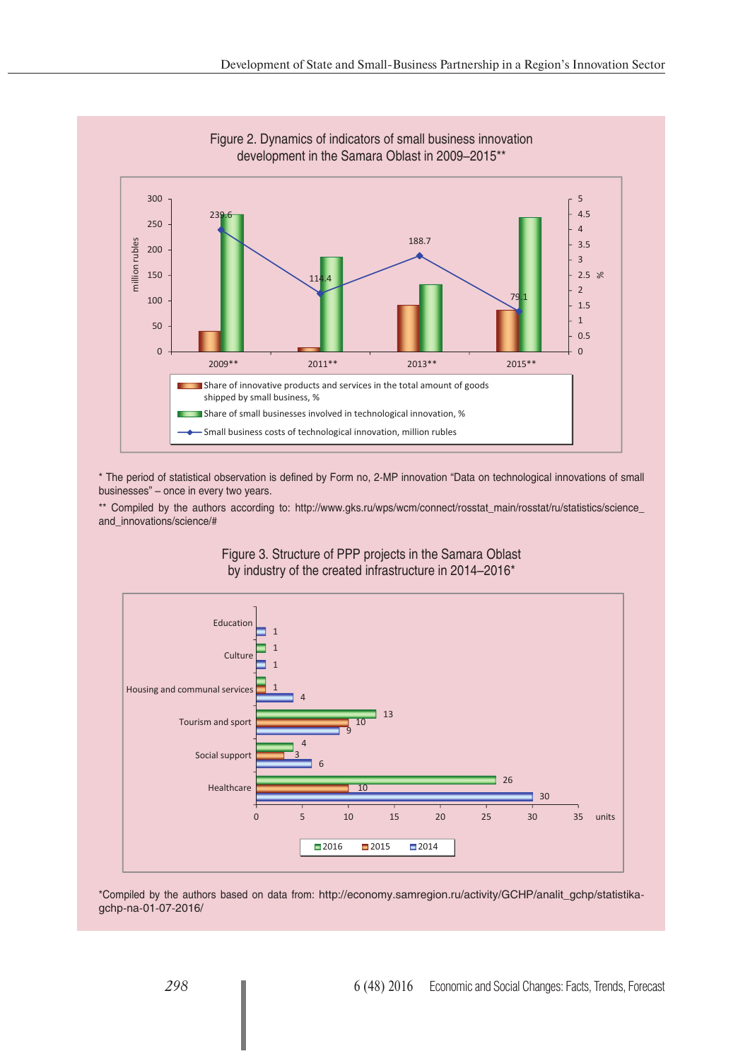Figure 2. Dynamics of indicators of small business innovation development in the Samara Oblast in 2009–2015**

Small business costs of technological innovation, million rubles: 2009** – 239.6; 2011** – 114.4; 2013** – 188.7; 2015** – 79.1

Legend: Share of innovative products and services in the total amount of goods shipped by small business, %; Share of small businesses involved in technological innovation, %; Small business costs of technological innovation, million rubles

\* The period of statistical observation is defined by Form no, 2-MP innovation "Data on technological innovations of small businesses" – once in every two years.

\*\* Compiled by the authors according to: http://www.gks.ru/wps/wcm/connect/rosstat_main/rosstat/ru/statistics/science_and_innovations/science/#

Figure 3. Structure of PPP projects in the Samara Oblast by industry of the created infrastructure in 2014–2016*

| Industry | 2016 | 2015 | 2014 |
|---|---|---|---|
| Education | | | 1 |
| Culture | 1 | | 1 |
| Housing and communal services | 1 | 1 | 4 |
| Tourism and sport | 13 | 10 | 9 |
| Social support | 4 | 3 | 6 |
| Healthcare | 26 | 10 | 30 |

\*Compiled by the authors based on data from: http://economy.samregion.ru/activity/GCHP/analit_gchp/statistika-gchp-na-01-07-2016/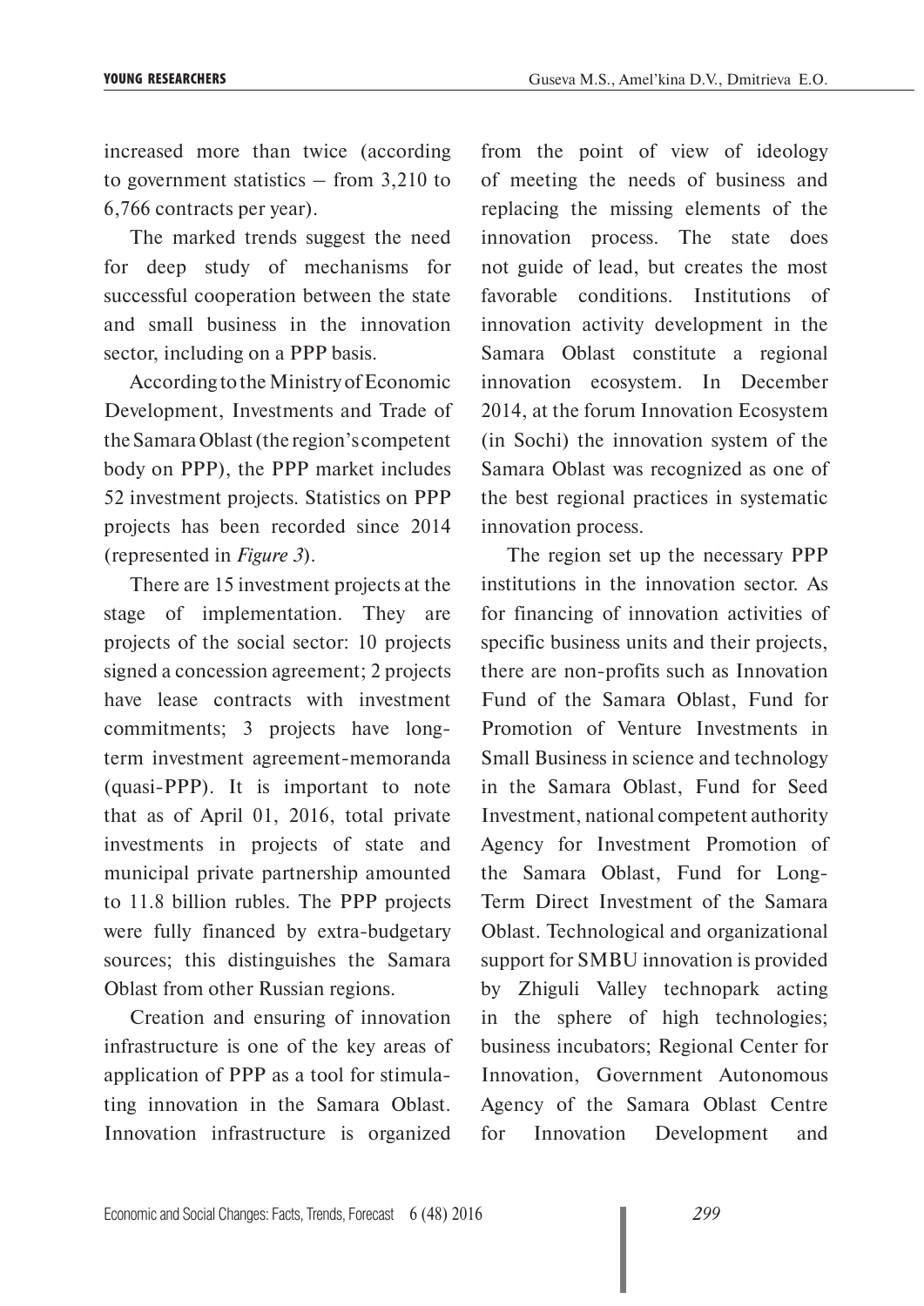increased more than twice (according to government statistics – from 3,210 to 6,766 contracts per year).

The marked trends suggest the need for deep study of mechanisms for successful cooperation between the state and small business in the innovation sector, including on a PPP basis.

According to the Ministry of Economic Development, Investments and Trade of the Samara Oblast (the region's competent body on PPP), the PPP market includes 52 investment projects. Statistics on PPP projects has been recorded since 2014 (represented in *Figure 3*).

There are 15 investment projects at the stage of implementation. They are projects of the social sector: 10 projects signed a concession agreement; 2 projects have lease contracts with investment commitments; 3 projects have long-term investment agreement-memoranda (quasi-PPP). It is important to note that as of April 01, 2016, total private investments in projects of state and municipal private partnership amounted to 11.8 billion rubles. The PPP projects were fully financed by extra-budgetary sources; this distinguishes the Samara Oblast from other Russian regions.

Creation and ensuring of innovation infrastructure is one of the key areas of application of PPP as a tool for stimulating innovation in the Samara Oblast. Innovation infrastructure is organized from the point of view of ideology of meeting the needs of business and replacing the missing elements of the innovation process. The state does not guide of lead, but creates the most favorable conditions. Institutions of innovation activity development in the Samara Oblast constitute a regional innovation ecosystem. In December 2014, at the forum Innovation Ecosystem (in Sochi) the innovation system of the Samara Oblast was recognized as one of the best regional practices in systematic innovation process.

The region set up the necessary PPP institutions in the innovation sector. As for financing of innovation activities of specific business units and their projects, there are non-profits such as Innovation Fund of the Samara Oblast, Fund for Promotion of Venture Investments in Small Business in science and technology in the Samara Oblast, Fund for Seed Investment, national competent authority Agency for Investment Promotion of the Samara Oblast, Fund for Long-Term Direct Investment of the Samara Oblast. Technological and organizational support for SMBU innovation is provided by Zhiguli Valley technopark acting in the sphere of high technologies; business incubators; Regional Center for Innovation, Government Autonomous Agency of the Samara Oblast Centre for Innovation Development and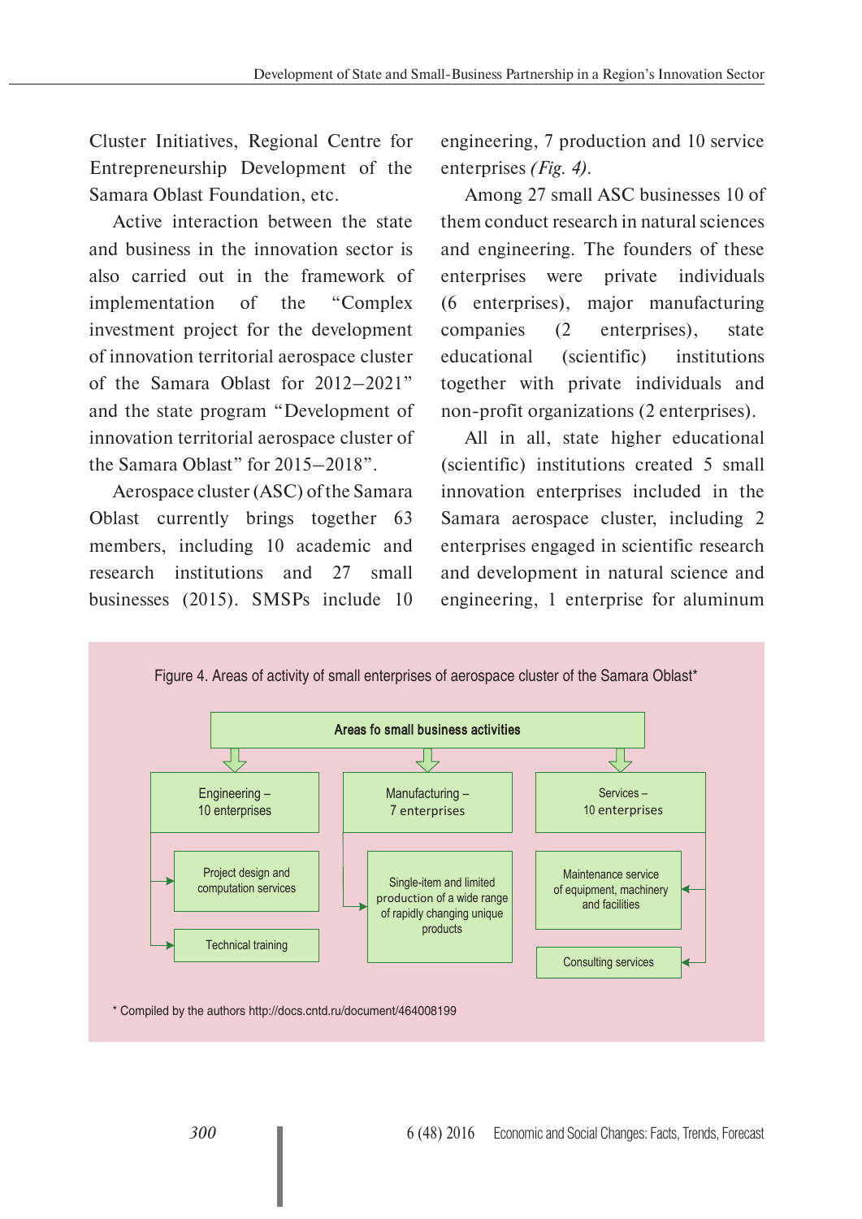Cluster Initiatives, Regional Centre for Entrepreneurship Development of the Samara Oblast Foundation, etc.

Active interaction between the state and business in the innovation sector is also carried out in the framework of implementation of the "Complex investment project for the development of innovation territorial aerospace cluster of the Samara Oblast for 2012–2021" and the state program "Development of innovation territorial aerospace cluster of the Samara Oblast" for 2015–2018".

Aerospace cluster (ASC) of the Samara Oblast currently brings together 63 members, including 10 academic and research institutions and 27 small businesses (2015). SMSPs include 10 engineering, 7 production and 10 service enterprises *(Fig. 4)*.

Among 27 small ASC businesses 10 of them conduct research in natural sciences and engineering. The founders of these enterprises were private individuals (6 enterprises), major manufacturing companies (2 enterprises), state educational (scientific) institutions together with private individuals and non-profit organizations (2 enterprises).

All in all, state higher educational (scientific) institutions created 5 small innovation enterprises included in the Samara aerospace cluster, including 2 enterprises engaged in scientific research and development in natural science and engineering, 1 enterprise for aluminum

Figure 4. Areas of activity of small enterprises of aerospace cluster of the Samara Oblast*

**Areas fo small business activities**

- Engineering – 10 enterprises
  - Project design and computation services
  - Technical training
- Manufacturing – 7 enterprises
  - Single-item and limited production of a wide range of rapidly changing unique products
- Services – 10 enterprises
  - Maintenance service of equipment, machinery and facilities
  - Consulting services

\* Compiled by the authors http://docs.cntd.ru/document/464008199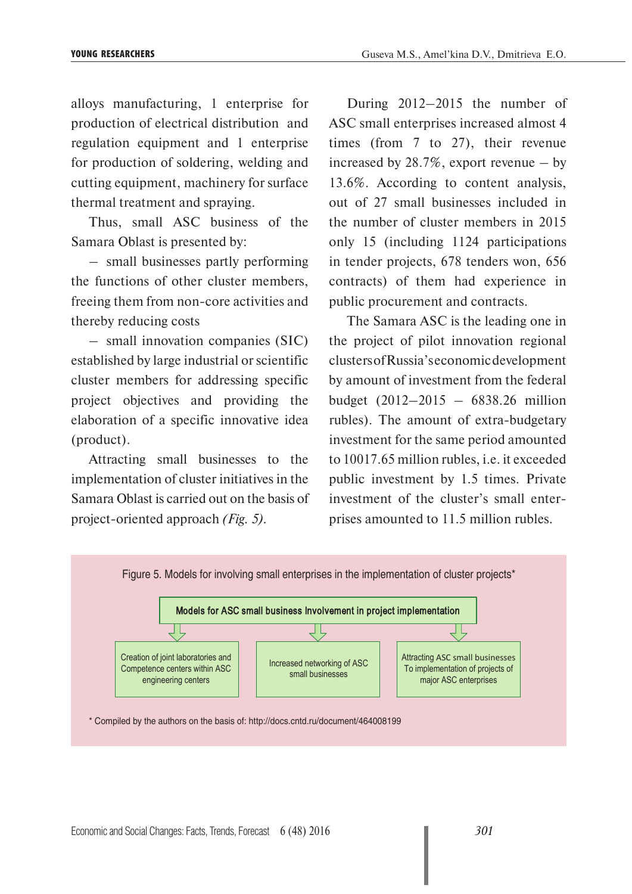alloys manufacturing, 1 enterprise for production of electrical distribution and regulation equipment and 1 enterprise for production of soldering, welding and cutting equipment, machinery for surface thermal treatment and spraying.

Thus, small ASC business of the Samara Oblast is presented by:

– small businesses partly performing the functions of other cluster members, freeing them from non-core activities and thereby reducing costs

– small innovation companies (SIC) established by large industrial or scientific cluster members for addressing specific project objectives and providing the elaboration of a specific innovative idea (product).

Attracting small businesses to the implementation of cluster initiatives in the Samara Oblast is carried out on the basis of project-oriented approach *(Fig. 5)*.

During 2012–2015 the number of ASC small enterprises increased almost 4 times (from 7 to 27), their revenue increased by 28.7%, export revenue – by 13.6%. According to content analysis, out of 27 small businesses included in the number of cluster members in 2015 only 15 (including 1124 participations in tender projects, 678 tenders won, 656 contracts) of them had experience in public procurement and contracts.

The Samara ASC is the leading one in the project of pilot innovation regional clusters of Russia's economic development by amount of investment from the federal budget (2012–2015 – 6838.26 million rubles). The amount of extra-budgetary investment for the same period amounted to 10017.65 million rubles, i.e. it exceeded public investment by 1.5 times. Private investment of the cluster's small enterprises amounted to 11.5 million rubles.

Figure 5. Models for involving small enterprises in the implementation of cluster projects*

**Models for ASC small business Involvement in project implementation**

- Creation of joint laboratories and Competence centers within ASC engineering centers
- Increased networking of ASC small businesses
- Attracting ASC small businesses To implementation of projects of major ASC enterprises

\* Compiled by the authors on the basis of: http://docs.cntd.ru/document/464008199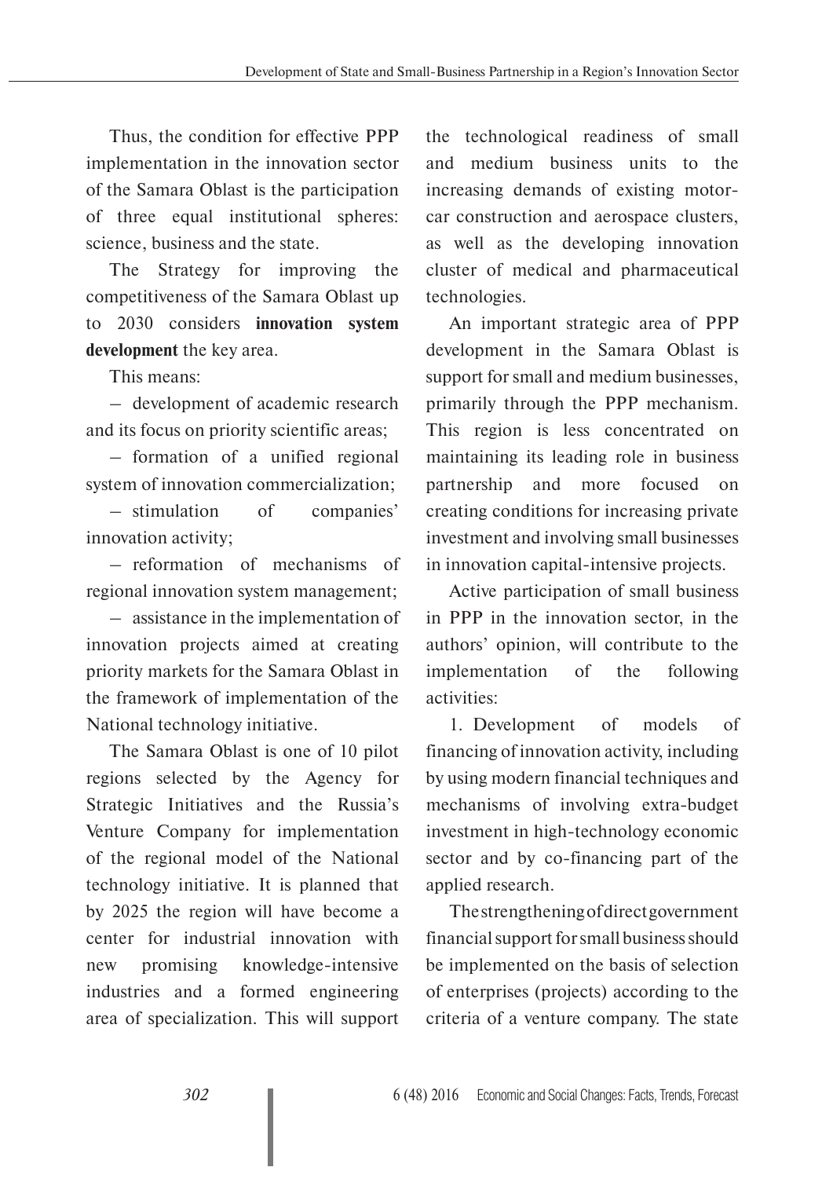Thus, the condition for effective PPP implementation in the innovation sector of the Samara Oblast is the participation of three equal institutional spheres: science, business and the state.

The Strategy for improving the competitiveness of the Samara Oblast up to 2030 considers **innovation system development** the key area.

This means:

– development of academic research and its focus on priority scientific areas;

– formation of a unified regional system of innovation commercialization;

– stimulation of companies' innovation activity;

– reformation of mechanisms of regional innovation system management;

– assistance in the implementation of innovation projects aimed at creating priority markets for the Samara Oblast in the framework of implementation of the National technology initiative.

The Samara Oblast is one of 10 pilot regions selected by the Agency for Strategic Initiatives and the Russia's Venture Company for implementation of the regional model of the National technology initiative. It is planned that by 2025 the region will have become a center for industrial innovation with new promising knowledge-intensive industries and a formed engineering area of specialization. This will support the technological readiness of small and medium business units to the increasing demands of existing motor-car construction and aerospace clusters, as well as the developing innovation cluster of medical and pharmaceutical technologies.

An important strategic area of PPP development in the Samara Oblast is support for small and medium businesses, primarily through the PPP mechanism. This region is less concentrated on maintaining its leading role in business partnership and more focused on creating conditions for increasing private investment and involving small businesses in innovation capital-intensive projects.

Active participation of small business in PPP in the innovation sector, in the authors' opinion, will contribute to the implementation of the following activities:

1. Development of models of financing of innovation activity, including by using modern financial techniques and mechanisms of involving extra-budget investment in high-technology economic sector and by co-financing part of the applied research.

The strengthening of direct government financial support for small business should be implemented on the basis of selection of enterprises (projects) according to the criteria of a venture company. The state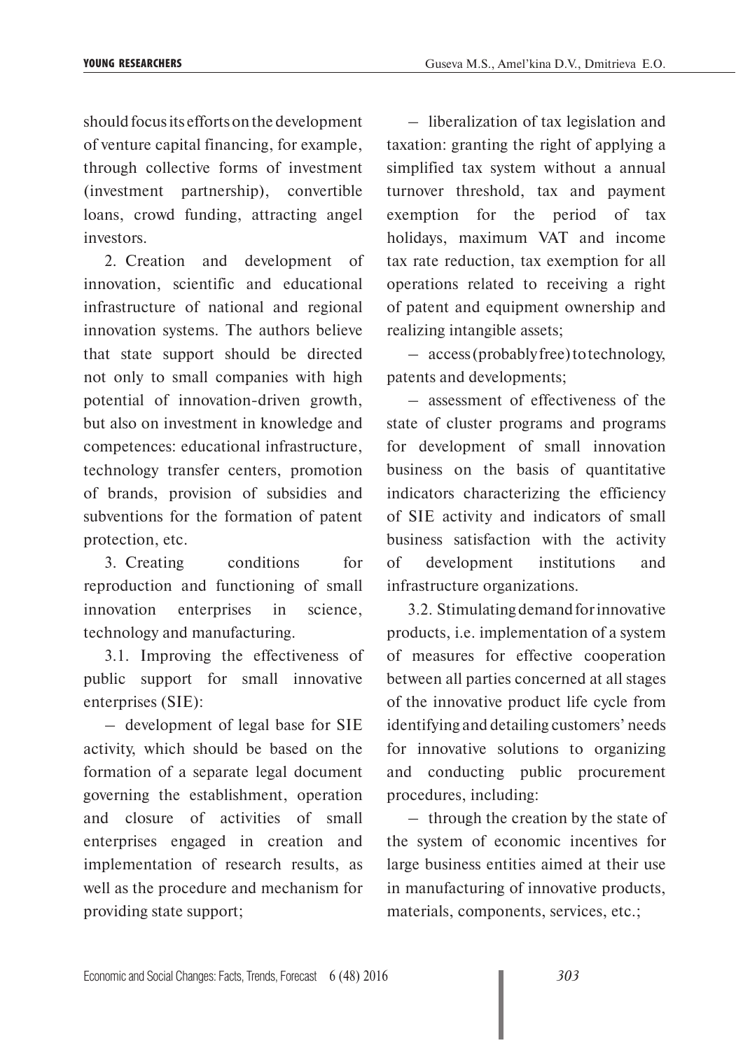should focus its efforts on the development of venture capital financing, for example, through collective forms of investment (investment partnership), convertible loans, crowd funding, attracting angel investors.

2. Creation and development of innovation, scientific and educational infrastructure of national and regional innovation systems. The authors believe that state support should be directed not only to small companies with high potential of innovation-driven growth, but also on investment in knowledge and competences: educational infrastructure, technology transfer centers, promotion of brands, provision of subsidies and subventions for the formation of patent protection, etc.

3. Creating conditions for reproduction and functioning of small innovation enterprises in science, technology and manufacturing.

3.1. Improving the effectiveness of public support for small innovative enterprises (SIE):

– development of legal base for SIE activity, which should be based on the formation of a separate legal document governing the establishment, operation and closure of activities of small enterprises engaged in creation and implementation of research results, as well as the procedure and mechanism for providing state support;

– liberalization of tax legislation and taxation: granting the right of applying a simplified tax system without a annual turnover threshold, tax and payment exemption for the period of tax holidays, maximum VAT and income tax rate reduction, tax exemption for all operations related to receiving a right of patent and equipment ownership and realizing intangible assets;

– access (probably free) to technology, patents and developments;

– assessment of effectiveness of the state of cluster programs and programs for development of small innovation business on the basis of quantitative indicators characterizing the efficiency of SIE activity and indicators of small business satisfaction with the activity of development institutions and infrastructure organizations.

3.2. Stimulating demand for innovative products, i.e. implementation of a system of measures for effective cooperation between all parties concerned at all stages of the innovative product life cycle from identifying and detailing customers' needs for innovative solutions to organizing and conducting public procurement procedures, including:

– through the creation by the state of the system of economic incentives for large business entities aimed at their use in manufacturing of innovative products, materials, components, services, etc.;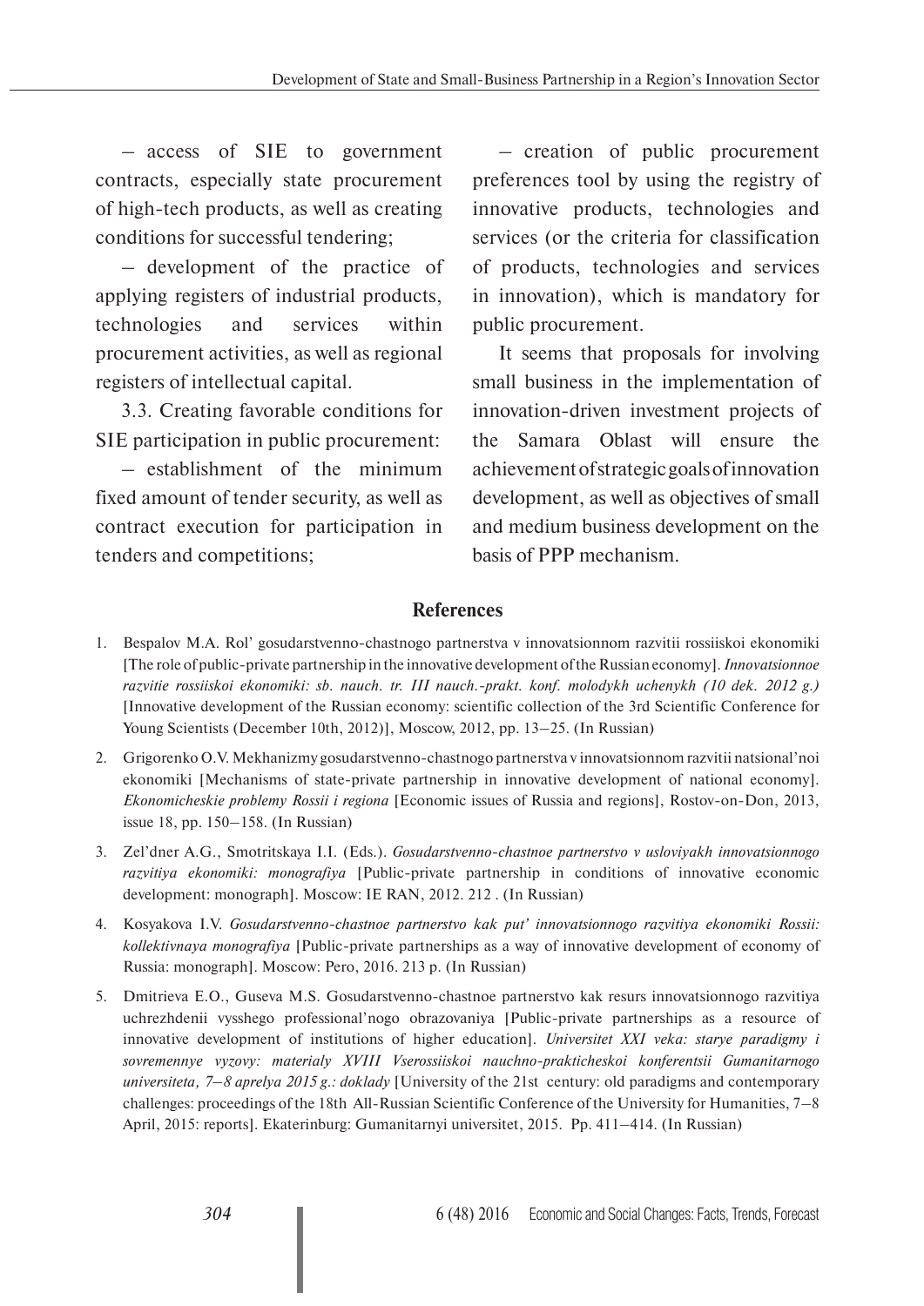– access of SIE to government contracts, especially state procurement of high-tech products, as well as creating conditions for successful tendering;

– development of the practice of applying registers of industrial products, technologies and services within procurement activities, as well as regional registers of intellectual capital.

3.3. Creating favorable conditions for SIE participation in public procurement:

– establishment of the minimum fixed amount of tender security, as well as contract execution for participation in tenders and competitions;

– creation of public procurement preferences tool by using the registry of innovative products, technologies and services (or the criteria for classification of products, technologies and services in innovation), which is mandatory for public procurement.

It seems that proposals for involving small business in the implementation of innovation-driven investment projects of the Samara Oblast will ensure the achievement of strategic goals of innovation development, as well as objectives of small and medium business development on the basis of PPP mechanism.

## References

1. Bespalov M.A. Rol' gosudarstvenno-chastnogo partnerstva v innovatsionnom razvitii rossiiskoi ekonomiki [The role of public-private partnership in the innovative development of the Russian economy]. *Innovatsionnoe razvitie rossiiskoi ekonomiki: sb. nauch. tr. III nauch.-prakt. konf. molodykh uchenykh (10 dek. 2012 g.)* [Innovative development of the Russian economy: scientific collection of the 3rd Scientific Conference for Young Scientists (December 10th, 2012)], Moscow, 2012, pp. 13–25. (In Russian)

2. Grigorenko O.V. Mekhanizmy gosudarstvenno-chastnogo partnerstva v innovatsionnom razvitii natsional'noi ekonomiki [Mechanisms of state-private partnership in innovative development of national economy]. *Ekonomicheskie problemy Rossii i regiona* [Economic issues of Russia and regions], Rostov-on-Don, 2013, issue 18, pp. 150–158. (In Russian)

3. Zel'dner A.G., Smotritskaya I.I. (Eds.). *Gosudarstvenno-chastnoe partnerstvo v usloviyakh innovatsionnogo razvitiya ekonomiki: monografiya* [Public-private partnership in conditions of innovative economic development: monograph]. Moscow: IE RAN, 2012. 212 . (In Russian)

4. Kosyakova I.V. *Gosudarstvenno-chastnoe partnerstvo kak put' innovatsionnogo razvitiya ekonomiki Rossii: kollektivnaya monografiya* [Public-private partnerships as a way of innovative development of economy of Russia: monograph]. Moscow: Pero, 2016. 213 p. (In Russian)

5. Dmitrieva E.O., Guseva M.S. Gosudarstvenno-chastnoe partnerstvo kak resurs innovatsionnogo razvitiya uchrezhdenii vysshego professional'nogo obrazovaniya [Public-private partnerships as a resource of innovative development of institutions of higher education]. *Universitet XXI veka: starye paradigmy i sovremennye vyzovy: materialy XVIII Vserossiiskoi nauchno-prakticheskoi konferentsii Gumanitarnogo universiteta, 7–8 aprelya 2015 g.: doklady* [University of the 21st century: old paradigms and contemporary challenges: proceedings of the 18th All-Russian Scientific Conference of the University for Humanities, 7–8 April, 2015: reports]. Ekaterinburg: Gumanitarnyi universitet, 2015. Pp. 411–414. (In Russian)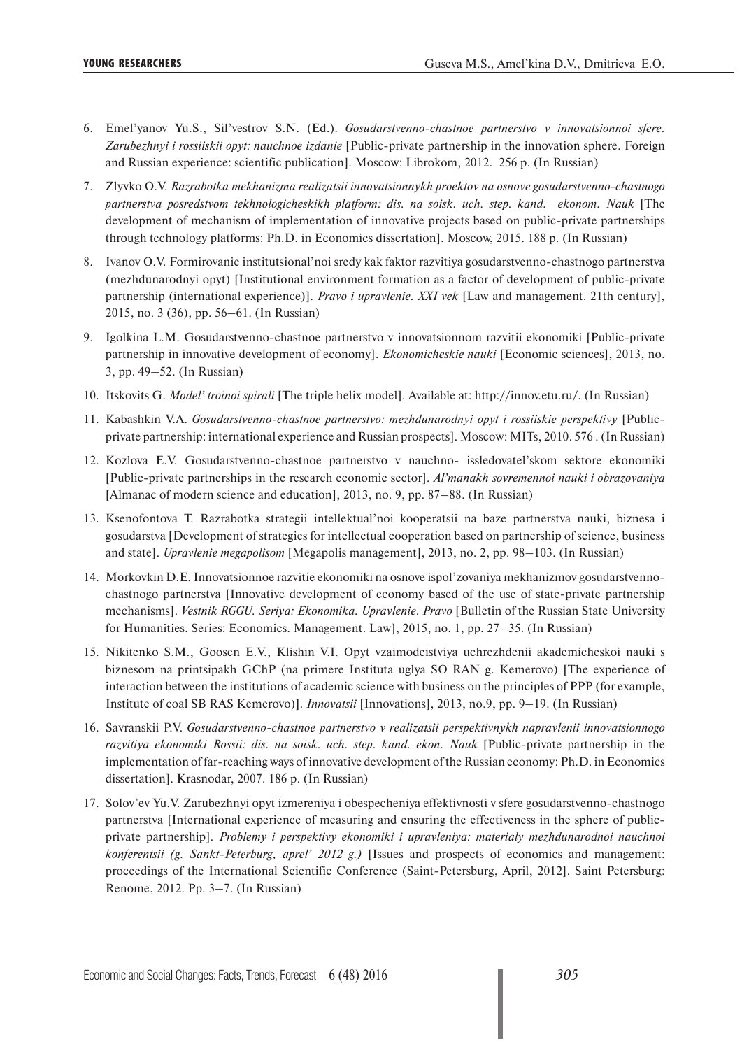6. Emel'yanov Yu.S., Sil'vestrov S.N. (Ed.). *Gosudarstvenno-chastnoe partnerstvo v innovatsionnoi sfere. Zarubezhnyi i rossiiskii opyt: nauchnoe izdanie* [Public-private partnership in the innovation sphere. Foreign and Russian experience: scientific publication]. Moscow: Librokom, 2012. 256 p. (In Russian)

7. Zlyvko O.V. *Razrabotka mekhanizma realizatsii innovatsionnykh proektov na osnove gosudarstvenno-chastnogo partnerstva posredstvom tekhnologicheskikh platform: dis. na soisk. uch. step. kand. ekonom. Nauk* [The development of mechanism of implementation of innovative projects based on public-private partnerships through technology platforms: Ph.D. in Economics dissertation]. Moscow, 2015. 188 p. (In Russian)

8. Ivanov O.V. Formirovanie institutsional'noi sredy kak faktor razvitiya gosudarstvenno-chastnogo partnerstva (mezhdunarodnyi opyt) [Institutional environment formation as a factor of development of public-private partnership (international experience)]. *Pravo i upravlenie. XXI vek* [Law and management. 21th century], 2015, no. 3 (36), pp. 56–61. (In Russian)

9. Igolkina L.M. Gosudarstvenno-chastnoe partnerstvo v innovatsionnom razvitii ekonomiki [Public-private partnership in innovative development of economy]. *Ekonomicheskie nauki* [Economic sciences], 2013, no. 3, pp. 49–52. (In Russian)

10. Itskovits G. *Model' troinoi spirali* [The triple helix model]. Available at: http://innov.etu.ru/. (In Russian)

11. Kabashkin V.A. *Gosudarstvenno-chastnoe partnerstvo: mezhdunarodnyi opyt i rossiiskie perspektivy* [Public-private partnership: international experience and Russian prospects]. Moscow: MITs, 2010. 576 . (In Russian)

12. Kozlova E.V. Gosudarstvenno-chastnoe partnerstvo v nauchno- issledovatel'skom sektore ekonomiki [Public-private partnerships in the research economic sector]. *Al'manakh sovremennoi nauki i obrazovaniya* [Almanac of modern science and education], 2013, no. 9, pp. 87–88. (In Russian)

13. Ksenofontova T. Razrabotka strategii intellektual'noi kooperatsii na baze partnerstva nauki, biznesa i gosudarstva [Development of strategies for intellectual cooperation based on partnership of science, business and state]. *Upravlenie megapolisom* [Megapolis management], 2013, no. 2, pp. 98–103. (In Russian)

14. Morkovkin D.E. Innovatsionnoe razvitie ekonomiki na osnove ispol'zovaniya mekhanizmov gosudarstvenno-chastnogo partnerstva [Innovative development of economy based of the use of state-private partnership mechanisms]. *Vestnik RGGU. Seriya: Ekonomika. Upravlenie. Pravo* [Bulletin of the Russian State University for Humanities. Series: Economics. Management. Law], 2015, no. 1, pp. 27–35. (In Russian)

15. Nikitenko S.M., Goosen E.V., Klishin V.I. Opyt vzaimodeistviya uchrezhdenii akademicheskoi nauki s biznesom na printsipakh GChP (na primere Instituta uglya SO RAN g. Kemerovo) [The experience of interaction between the institutions of academic science with business on the principles of PPP (for example, Institute of coal SB RAS Kemerovo)]. *Innovatsii* [Innovations], 2013, no.9, pp. 9–19. (In Russian)

16. Savranskii P.V. *Gosudarstvenno-chastnoe partnerstvo v realizatsii perspektivnykh napravlenii innovatsionnogo razvitiya ekonomiki Rossii: dis. na soisk. uch. step. kand. ekon. Nauk* [Public-private partnership in the implementation of far-reaching ways of innovative development of the Russian economy: Ph.D. in Economics dissertation]. Krasnodar, 2007. 186 p. (In Russian)

17. Solov'ev Yu.V. Zarubezhnyi opyt izmereniya i obespecheniya effektivnosti v sfere gosudarstvenno-chastnogo partnerstva [International experience of measuring and ensuring the effectiveness in the sphere of public-private partnership]. *Problemy i perspektivy ekonomiki i upravleniya: materialy mezhdunarodnoi nauchnoi konferentsii (g. Sankt-Peterburg, aprel' 2012 g.)* [Issues and prospects of economics and management: proceedings of the International Scientific Conference (Saint-Petersburg, April, 2012]. Saint Petersburg: Renome, 2012. Pp. 3–7. (In Russian)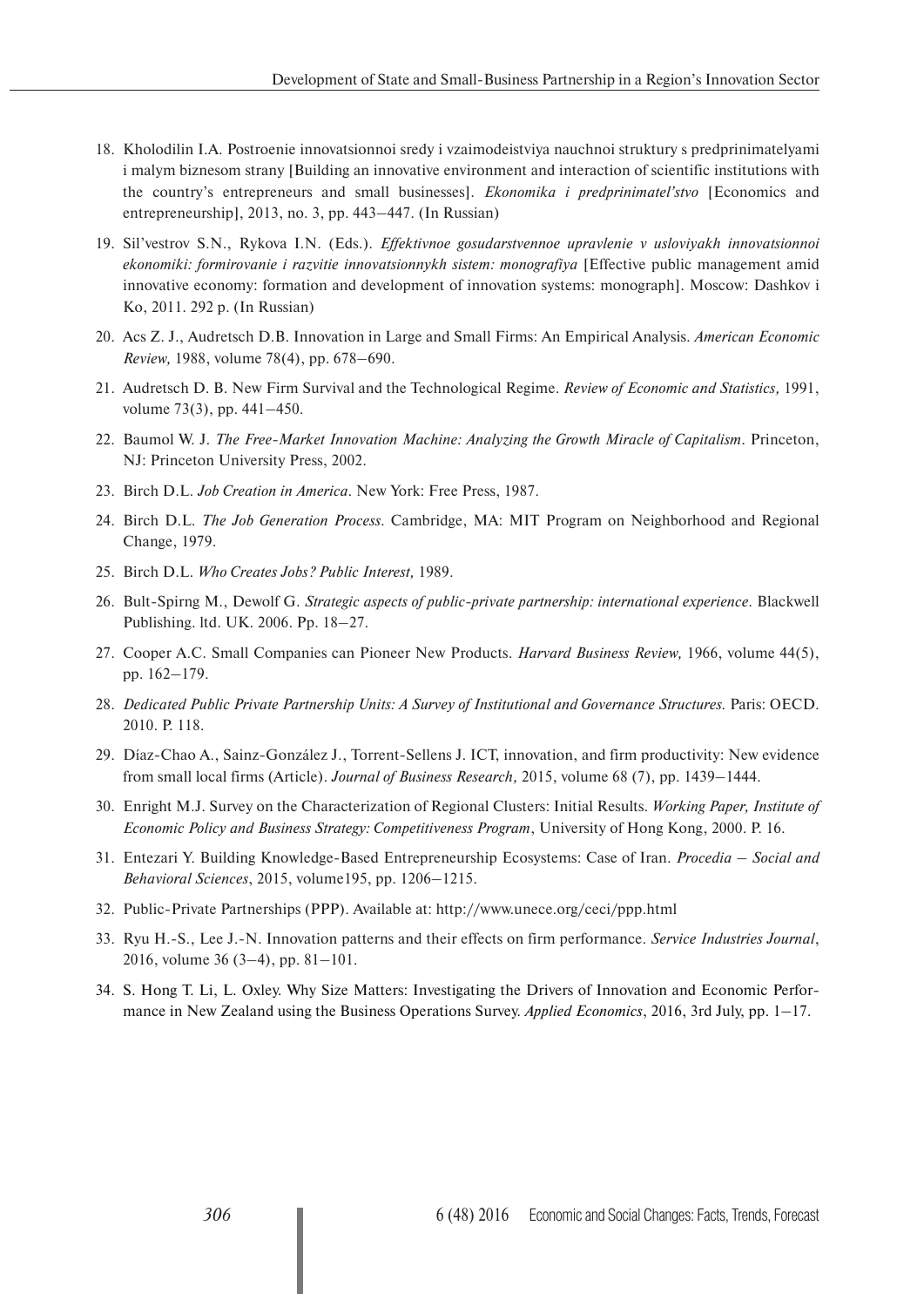18. Kholodilin I.A. Postroenie innovatsionnoi sredy i vzaimodeistviya nauchnoi struktury s predprinimatelyami i malym biznesom strany [Building an innovative environment and interaction of scientific institutions with the country's entrepreneurs and small businesses]. *Ekonomika i predprinimatel'stvo* [Economics and entrepreneurship], 2013, no. 3, pp. 443–447. (In Russian)

19. Sil'vestrov S.N., Rykova I.N. (Eds.). *Effektivnoe gosudarstvennoe upravlenie v usloviyakh innovatsionnoi ekonomiki: formirovanie i razvitie innovatsionnykh sistem: monografiya* [Effective public management amid innovative economy: formation and development of innovation systems: monograph]. Moscow: Dashkov i Ko, 2011. 292 p. (In Russian)

20. Acs Z. J., Audretsch D.B. Innovation in Large and Small Firms: An Empirical Analysis. *American Economic Review,* 1988, volume 78(4), pp. 678–690.

21. Audretsch D. B. New Firm Survival and the Technological Regime. *Review of Economic and Statistics,* 1991, volume 73(3), pp. 441–450.

22. Baumol W. J. *The Free-Market Innovation Machine: Analyzing the Growth Miracle of Capitalism*. Princeton, NJ: Princeton University Press, 2002.

23. Birch D.L. *Job Creation in America*. New York: Free Press, 1987.

24. Birch D.L. *The Job Generation Process*. Cambridge, MA: MIT Program on Neighborhood and Regional Change, 1979.

25. Birch D.L. *Who Creates Jobs? Public Interest,* 1989.

26. Bult-Spirng M., Dewolf G. *Strategic aspects of public-private partnership: international experience*. Blackwell Publishing. ltd. UK. 2006. Pp. 18–27.

27. Cooper A.C. Small Companies can Pioneer New Products. *Harvard Business Review,* 1966, volume 44(5), pp. 162–179.

28. *Dedicated Public Private Partnership Units: A Survey of Institutional and Governance Structures.* Paris: OECD. 2010. P. 118.

29. Díaz-Chao A., Sainz-González J., Torrent-Sellens J. ICT, innovation, and firm productivity: New evidence from small local firms (Article). *Journal of Business Research,* 2015, volume 68 (7), pp. 1439–1444.

30. Enright M.J. Survey on the Characterization of Regional Clusters: Initial Results. *Working Paper, Institute of Economic Policy and Business Strategy: Competitiveness Program*, University of Hong Kong, 2000. P. 16.

31. Entezari Y. Building Knowledge-Based Entrepreneurship Ecosystems: Case of Iran. *Procedia – Social and Behavioral Sciences*, 2015, volume195, pp. 1206–1215.

32. Public-Private Partnerships (PPP). Available at: http://www.unece.org/ceci/ppp.html

33. Ryu H.-S., Lee J.-N. Innovation patterns and their effects on firm performance. *Service Industries Journal*, 2016, volume 36 (3–4), pp. 81–101.

34. S. Hong T. Li, L. Oxley. Why Size Matters: Investigating the Drivers of Innovation and Economic Performance in New Zealand using the Business Operations Survey. *Applied Economics*, 2016, 3rd July, pp. 1–17.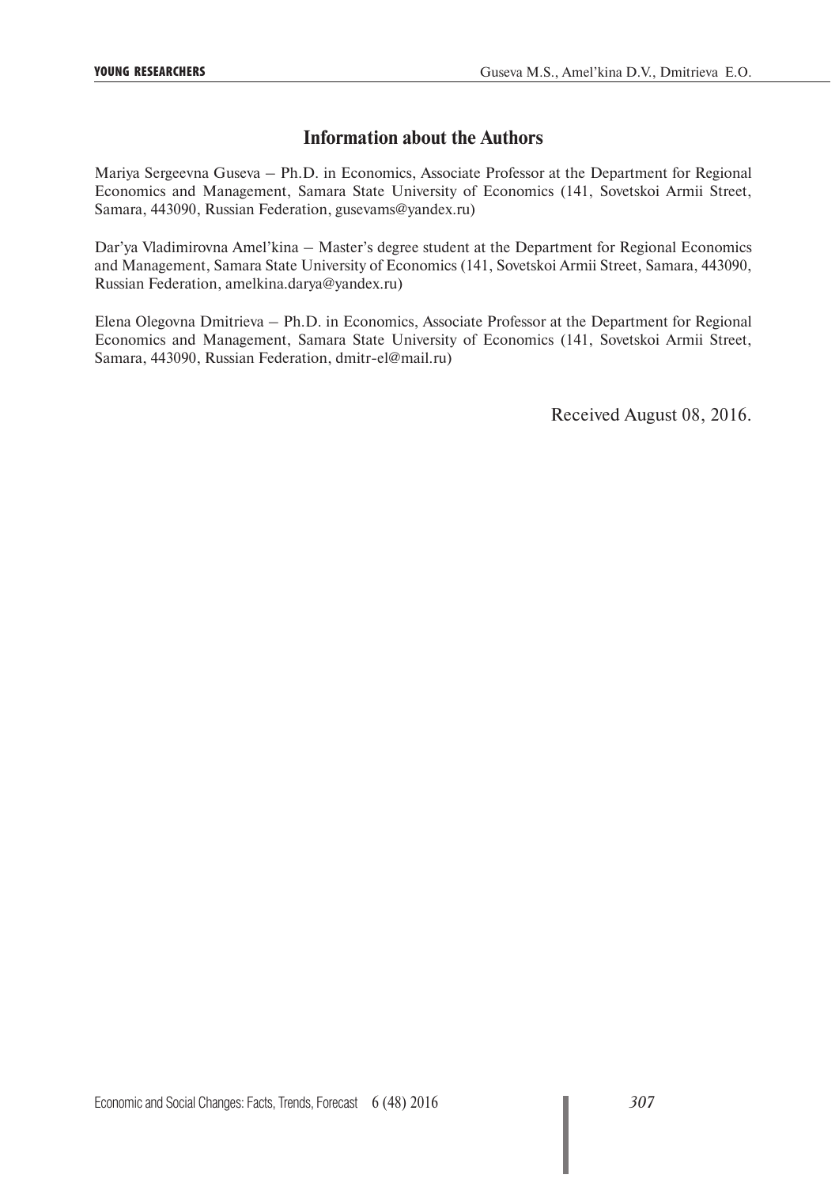## Information about the Authors

Mariya Sergeevna Guseva – Ph.D. in Economics, Associate Professor at the Department for Regional Economics and Management, Samara State University of Economics (141, Sovetskoi Armii Street, Samara, 443090, Russian Federation, gusevams@yandex.ru)

Dar'ya Vladimirovna Amel'kina – Master's degree student at the Department for Regional Economics and Management, Samara State University of Economics (141, Sovetskoi Armii Street, Samara, 443090, Russian Federation, amelkina.darya@yandex.ru)

Elena Olegovna Dmitrieva – Ph.D. in Economics, Associate Professor at the Department for Regional Economics and Management, Samara State University of Economics (141, Sovetskoi Armii Street, Samara, 443090, Russian Federation, dmitr-el@mail.ru)

Received August 08, 2016.